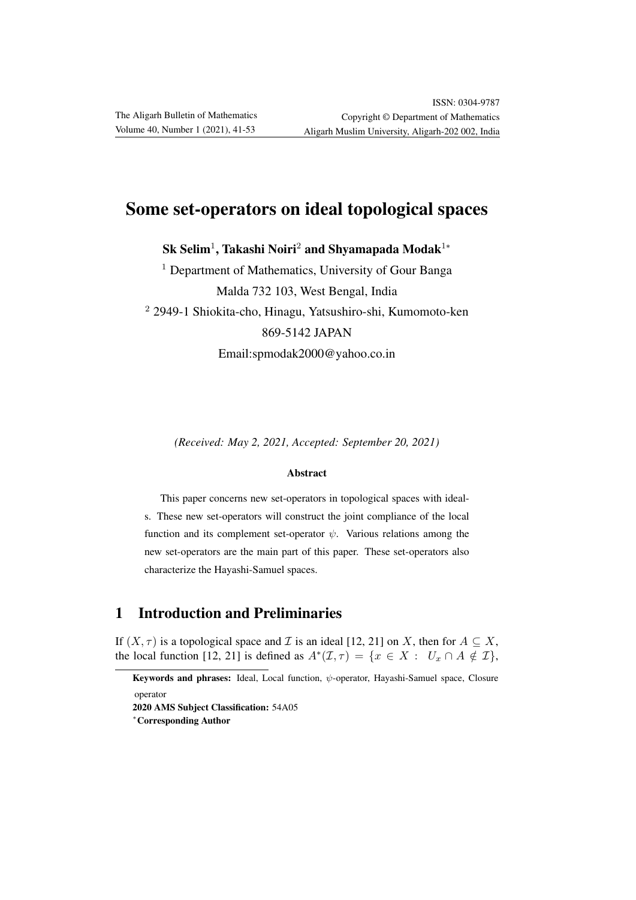# Some set-operators on ideal topological spaces

**Sk Selim**[1], **Takashi Noiri**[2] **and Shyamapada Modak**[1*]

[1] Department of Mathematics, University of Gour Banga
Malda 732 103, West Bengal, India

[2] 2949-1 Shiokita-cho, Hinagu, Yatsushiro-shi, Kumomoto-ken
869-5142 JAPAN

Email:spmodak2000@yahoo.co.in

*(Received: May 2, 2021, Accepted: September 20, 2021)*

### Abstract

This paper concerns new set-operators in topological spaces with ideals. These new set-operators will construct the joint compliance of the local function and its complement set-operator $\psi$. Various relations among the new set-operators are the main part of this paper. These set-operators also characterize the Hayashi-Samuel spaces.

## 1 Introduction and Preliminaries

If $(X, \tau)$ is a topological space and $\mathcal{I}$ is an ideal [12, 21] on $X$, then for $A \subseteq X$, the local function [12, 21] is defined as $A^*(\mathcal{I}, \tau) = \{x \in X : U_x \cap A \notin \mathcal{I}\}$,

**Keywords and phrases:** Ideal, Local function, $\psi$-operator, Hayashi-Samuel space, Closure operator

**2020 AMS Subject Classification:** 54A05

*Corresponding Author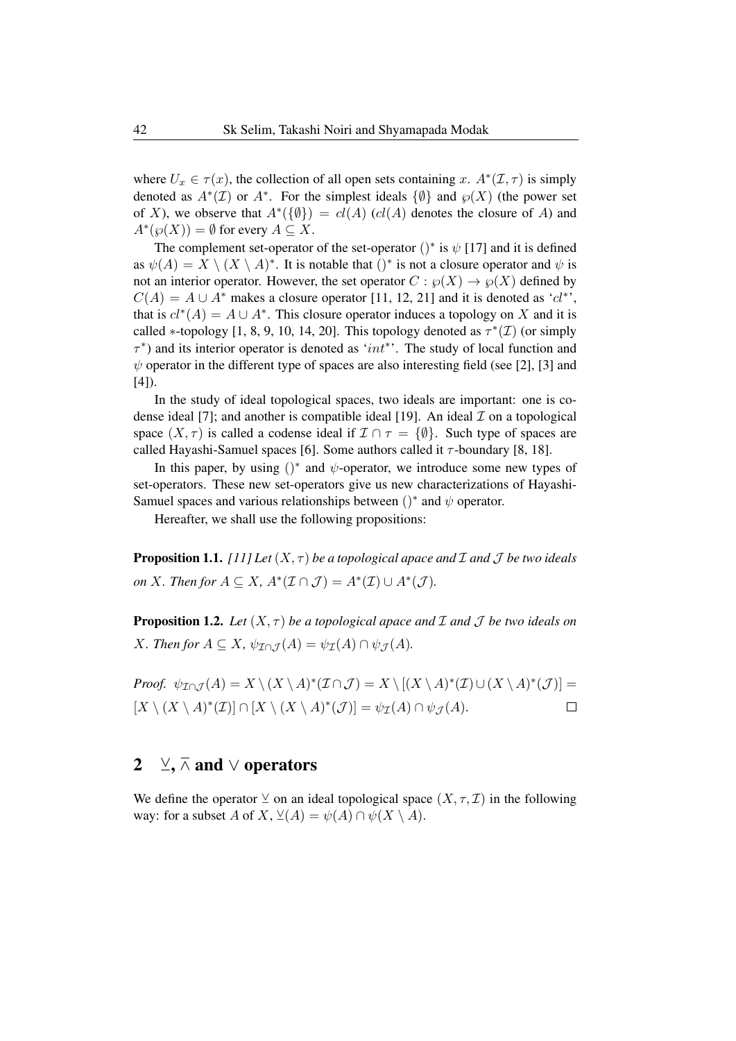where $U_x \in \tau(x)$, the collection of all open sets containing $x$. $A^*(\mathcal{I}, \tau)$ is simply denoted as $A^*(\mathcal{I})$ or $A^*$. For the simplest ideals $\{\emptyset\}$ and $\wp(X)$ (the power set of $X$), we observe that $A^*(\{\emptyset\}) = cl(A)$ ($cl(A)$ denotes the closure of $A$) and $A^*(\wp(X)) = \emptyset$ for every $A \subseteq X$.

The complement set-operator of the set-operator $()^*$ is $\psi$ [17] and it is defined as $\psi(A) = X \setminus (X \setminus A)^*$. It is notable that $()^*$ is not a closure operator and $\psi$ is not an interior operator. However, the set operator $C : \wp(X) \to \wp(X)$ defined by $C(A) = A \cup A^*$ makes a closure operator [11, 12, 21] and it is denoted as '$cl^*$', that is $cl^*(A) = A \cup A^*$. This closure operator induces a topology on $X$ and it is called $*$-topology [1, 8, 9, 10, 14, 20]. This topology denoted as $\tau^*(\mathcal{I})$ (or simply $\tau^*$) and its interior operator is denoted as '$int^*$'. The study of local function and $\psi$ operator in the different type of spaces are also interesting field (see [2], [3] and [4]).

In the study of ideal topological spaces, two ideals are important: one is codense ideal [7]; and another is compatible ideal [19]. An ideal $\mathcal{I}$ on a topological space $(X, \tau)$ is called a codense ideal if $\mathcal{I} \cap \tau = \{\emptyset\}$. Such type of spaces are called Hayashi-Samuel spaces [6]. Some authors called it $\tau$-boundary [8, 18].

In this paper, by using $()^*$ and $\psi$-operator, we introduce some new types of set-operators. These new set-operators give us new characterizations of Hayashi-Samuel spaces and various relationships between $()^*$ and $\psi$ operator.

Hereafter, we shall use the following propositions:

**Proposition 1.1.** *[11] Let $(X, \tau)$ be a topological apace and $\mathcal{I}$ and $\mathcal{J}$ be two ideals on $X$. Then for $A \subseteq X$, $A^*(\mathcal{I} \cap \mathcal{J}) = A^*(\mathcal{I}) \cup A^*(\mathcal{J})$.*

**Proposition 1.2.** *Let $(X, \tau)$ be a topological apace and $\mathcal{I}$ and $\mathcal{J}$ be two ideals on $X$. Then for $A \subseteq X$, $\psi_{\mathcal{I} \cap \mathcal{J}}(A) = \psi_{\mathcal{I}}(A) \cap \psi_{\mathcal{J}}(A)$.*

*Proof.* $\psi_{\mathcal{I} \cap \mathcal{J}}(A) = X \setminus (X \setminus A)^*(\mathcal{I} \cap \mathcal{J}) = X \setminus [(X \setminus A)^*(\mathcal{I}) \cup (X \setminus A)^*(\mathcal{J})] = [X \setminus (X \setminus A)^*(\mathcal{I})] \cap [X \setminus (X \setminus A)^*(\mathcal{J})] = \psi_{\mathcal{I}}(A) \cap \psi_{\mathcal{J}}(A)$. □

## 2 $\veebar$, $\barwedge$ and $\vee$ operators

We define the operator $\veebar$ on an ideal topological space $(X, \tau, \mathcal{I})$ in the following way: for a subset $A$ of $X$, $\veebar(A) = \psi(A) \cap \psi(X \setminus A)$.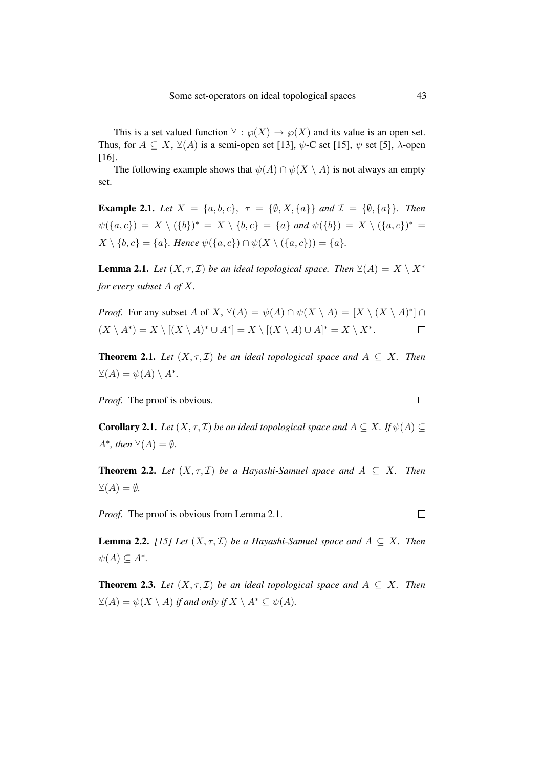This is a set valued function $\veebar : \wp(X) \to \wp(X)$ and its value is an open set. Thus, for $A \subseteq X$, $\veebar(A)$ is a semi-open set [13], $\psi$-C set [15], $\psi$ set [5], $\lambda$-open [16].

The following example shows that $\psi(A) \cap \psi(X \setminus A)$ is not always an empty set.

**Example 2.1.** *Let* $X = \{a, b, c\}$, $\tau = \{\emptyset, X, \{a\}\}$ *and* $\mathcal{I} = \{\emptyset, \{a\}\}$. *Then* $\psi(\{a, c\}) = X \setminus (\{b\})^* = X \setminus \{b, c\} = \{a\}$ *and* $\psi(\{b\}) = X \setminus (\{a, c\})^* = X \setminus \{b, c\} = \{a\}$. *Hence* $\psi(\{a, c\}) \cap \psi(X \setminus (\{a, c\})) = \{a\}$.

**Lemma 2.1.** *Let* $(X, \tau, \mathcal{I})$ *be an ideal topological space. Then* $\veebar(A) = X \setminus X^*$ *for every subset* $A$ *of* $X$.

*Proof.* For any subset $A$ of $X$, $\veebar(A) = \psi(A) \cap \psi(X \setminus A) = [X \setminus (X \setminus A)^*] \cap (X \setminus A^*) = X \setminus [(X \setminus A)^* \cup A^*] = X \setminus [(X \setminus A) \cup A]^* = X \setminus X^*$. $\square$

**Theorem 2.1.** *Let* $(X, \tau, \mathcal{I})$ *be an ideal topological space and* $A \subseteq X$. *Then* $\veebar(A) = \psi(A) \setminus A^*$.

*Proof.* The proof is obvious. $\square$

**Corollary 2.1.** *Let* $(X, \tau, \mathcal{I})$ *be an ideal topological space and* $A \subseteq X$. *If* $\psi(A) \subseteq A^*$, *then* $\veebar(A) = \emptyset$.

**Theorem 2.2.** *Let* $(X, \tau, \mathcal{I})$ *be a Hayashi-Samuel space and* $A \subseteq X$. *Then* $\veebar(A) = \emptyset$.

*Proof.* The proof is obvious from Lemma 2.1. $\square$

**Lemma 2.2.** *[15] Let* $(X, \tau, \mathcal{I})$ *be a Hayashi-Samuel space and* $A \subseteq X$. *Then* $\psi(A) \subseteq A^*$.

**Theorem 2.3.** *Let* $(X, \tau, \mathcal{I})$ *be an ideal topological space and* $A \subseteq X$. *Then* $\veebar(A) = \psi(X \setminus A)$ *if and only if* $X \setminus A^* \subseteq \psi(A)$.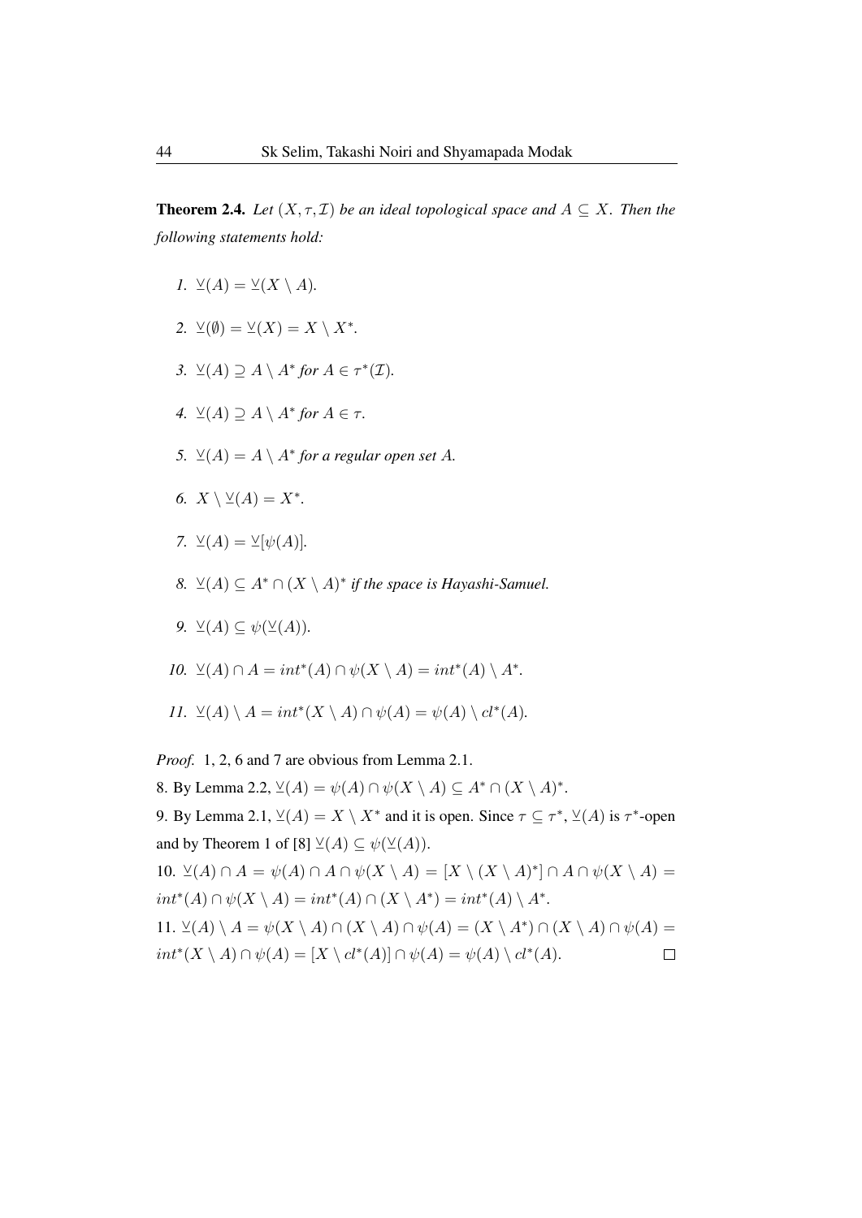**Theorem 2.4.** *Let $(X, \tau, \mathcal{I})$ be an ideal topological space and $A \subseteq X$. Then the following statements hold:*

1. $\veebar(A) = \veebar(X \setminus A)$.
2. $\veebar(\emptyset) = \veebar(X) = X \setminus X^*$.
3. $\veebar(A) \supseteq A \setminus A^*$ *for* $A \in \tau^*(\mathcal{I})$.
4. $\veebar(A) \supseteq A \setminus A^*$ *for* $A \in \tau$.
5. $\veebar(A) = A \setminus A^*$ *for a regular open set* $A$.
6. $X \setminus \veebar(A) = X^*$.
7. $\veebar(A) = \veebar[\psi(A)]$.
8. $\veebar(A) \subseteq A^* \cap (X \setminus A)^*$ *if the space is Hayashi-Samuel.*
9. $\veebar(A) \subseteq \psi(\veebar(A))$.
10. $\veebar(A) \cap A = int^*(A) \cap \psi(X \setminus A) = int^*(A) \setminus A^*$.
11. $\veebar(A) \setminus A = int^*(X \setminus A) \cap \psi(A) = \psi(A) \setminus cl^*(A)$.

*Proof.* 1, 2, 6 and 7 are obvious from Lemma 2.1.

8. By Lemma 2.2, $\veebar(A) = \psi(A) \cap \psi(X \setminus A) \subseteq A^* \cap (X \setminus A)^*$.

9. By Lemma 2.1, $\veebar(A) = X \setminus X^*$ and it is open. Since $\tau \subseteq \tau^*$, $\veebar(A)$ is $\tau^*$-open and by Theorem 1 of [8] $\veebar(A) \subseteq \psi(\veebar(A))$.

10. $\veebar(A) \cap A = \psi(A) \cap A \cap \psi(X \setminus A) = [X \setminus (X \setminus A)^*] \cap A \cap \psi(X \setminus A) = int^*(A) \cap \psi(X \setminus A) = int^*(A) \cap (X \setminus A^*) = int^*(A) \setminus A^*$.

11. $\veebar(A) \setminus A = \psi(X \setminus A) \cap (X \setminus A) \cap \psi(A) = (X \setminus A^*) \cap (X \setminus A) \cap \psi(A) = int^*(X \setminus A) \cap \psi(A) = [X \setminus cl^*(A)] \cap \psi(A) = \psi(A) \setminus cl^*(A)$. □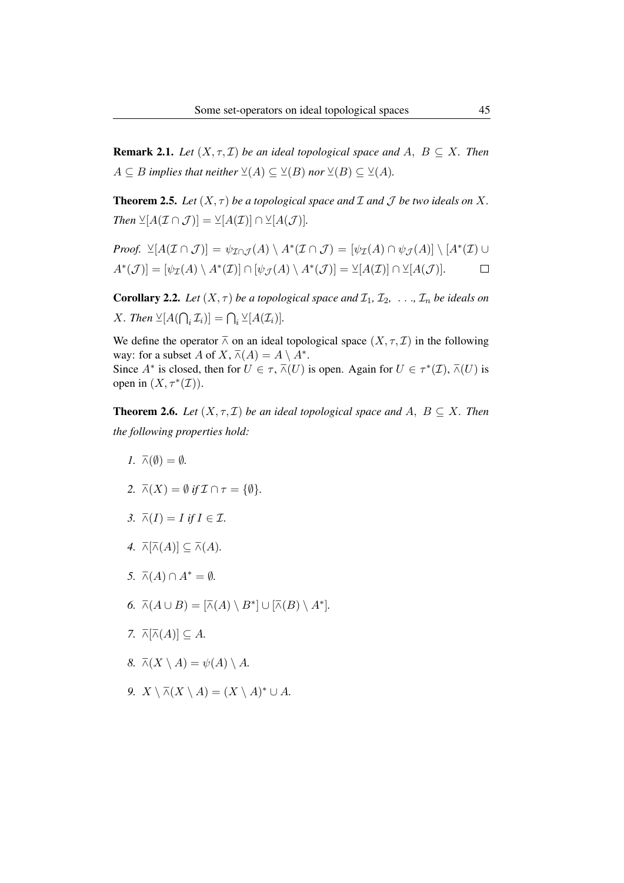**Remark 2.1.** *Let $(X, \tau, \mathcal{I})$ be an ideal topological space and $A,\ B \subseteq X$. Then $A \subseteq B$ implies that neither $\veebar(A) \subseteq \veebar(B)$ nor $\veebar(B) \subseteq \veebar(A)$.*

**Theorem 2.5.** *Let $(X, \tau)$ be a topological space and $\mathcal{I}$ and $\mathcal{J}$ be two ideals on $X$. Then $\veebar[A(\mathcal{I} \cap \mathcal{J})] = \veebar[A(\mathcal{I})] \cap \veebar[A(\mathcal{J})]$.*

*Proof.* $\veebar[A(\mathcal{I} \cap \mathcal{J})] = \psi_{\mathcal{I} \cap \mathcal{J}}(A) \setminus A^*(\mathcal{I} \cap \mathcal{J}) = [\psi_{\mathcal{I}}(A) \cap \psi_{\mathcal{J}}(A)] \setminus [A^*(\mathcal{I}) \cup A^*(\mathcal{J})] = [\psi_{\mathcal{I}}(A) \setminus A^*(\mathcal{I})] \cap [\psi_{\mathcal{J}}(A) \setminus A^*(\mathcal{J})] = \veebar[A(\mathcal{I})] \cap \veebar[A(\mathcal{J})]$. $\square$

**Corollary 2.2.** *Let $(X, \tau)$ be a topological space and $\mathcal{I}_1, \mathcal{I}_2, \ldots, \mathcal{I}_n$ be ideals on $X$. Then $\veebar[A(\bigcap_i \mathcal{I}_i)] = \bigcap_i \veebar[A(\mathcal{I}_i)]$.*

We define the operator $\overline{\wedge}$ on an ideal topological space $(X, \tau, \mathcal{I})$ in the following way: for a subset $A$ of $X$, $\overline{\wedge}(A) = A \setminus A^*$.
Since $A^*$ is closed, then for $U \in \tau$, $\overline{\wedge}(U)$ is open. Again for $U \in \tau^*(\mathcal{I})$, $\overline{\wedge}(U)$ is open in $(X, \tau^*(\mathcal{I}))$.

**Theorem 2.6.** *Let $(X, \tau, \mathcal{I})$ be an ideal topological space and $A,\ B \subseteq X$. Then the following properties hold:*

1. $\overline{\wedge}(\emptyset) = \emptyset$.
2. $\overline{\wedge}(X) = \emptyset$ *if* $\mathcal{I} \cap \tau = \{\emptyset\}$.
3. $\overline{\wedge}(I) = I$ *if* $I \in \mathcal{I}$.
4. $\overline{\wedge}[\overline{\wedge}(A)] \subseteq \overline{\wedge}(A)$.
5. $\overline{\wedge}(A) \cap A^* = \emptyset$.
6. $\overline{\wedge}(A \cup B) = [\overline{\wedge}(A) \setminus B^*] \cup [\overline{\wedge}(B) \setminus A^*]$.
7. $\overline{\wedge}[\overline{\wedge}(A)] \subseteq A$.
8. $\overline{\wedge}(X \setminus A) = \psi(A) \setminus A$.
9. $X \setminus \overline{\wedge}(X \setminus A) = (X \setminus A)^* \cup A$.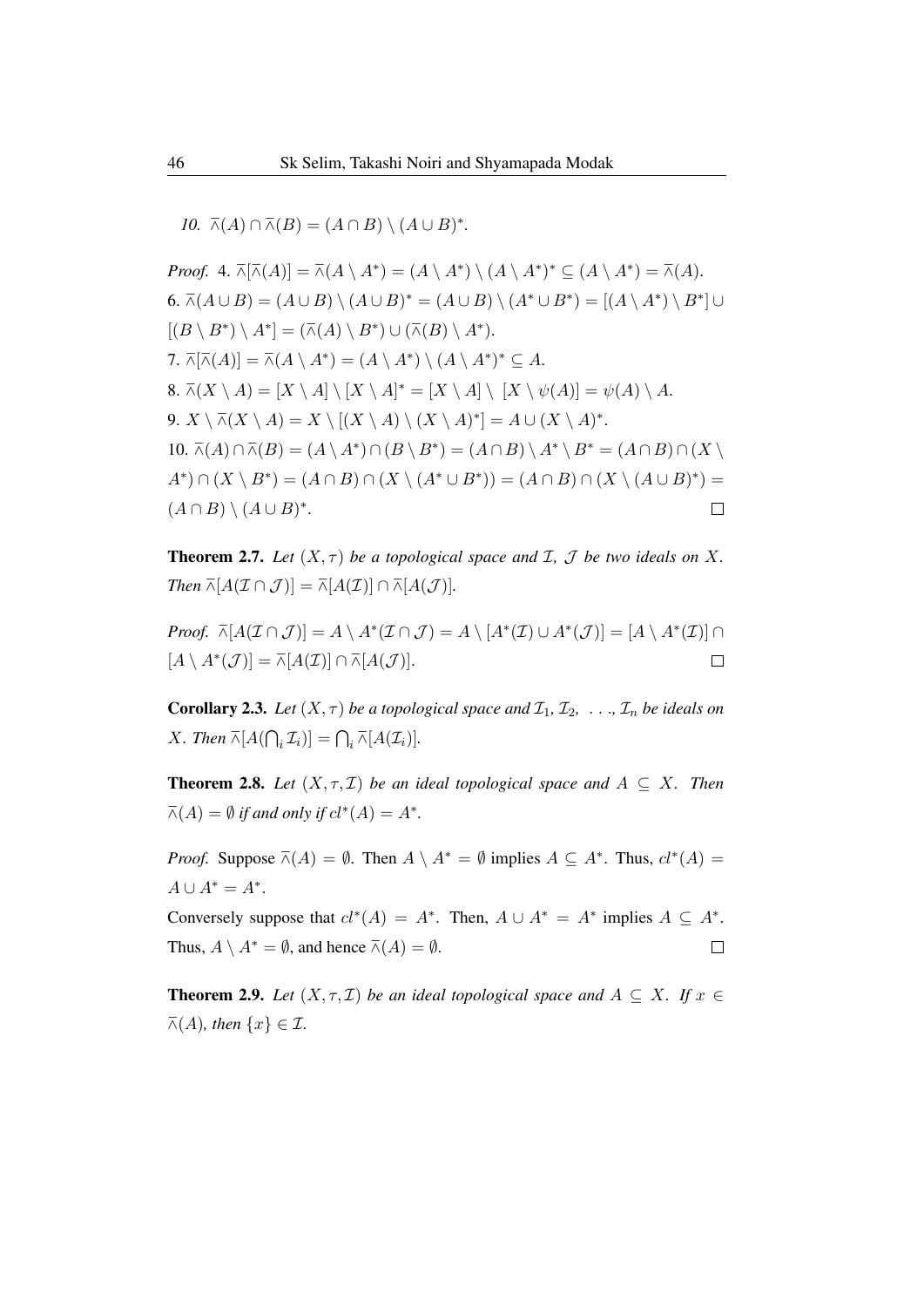*10.* $\overline{\wedge}(A) \cap \overline{\wedge}(B) = (A \cap B) \setminus (A \cup B)^*$.

*Proof.* 4. $\overline{\wedge}[\overline{\wedge}(A)] = \overline{\wedge}(A \setminus A^*) = (A \setminus A^*) \setminus (A \setminus A^*)^* \subseteq (A \setminus A^*) = \overline{\wedge}(A)$.
6. $\overline{\wedge}(A \cup B) = (A \cup B) \setminus (A \cup B)^* = (A \cup B) \setminus (A^* \cup B^*) = [(A \setminus A^*) \setminus B^*] \cup [(B \setminus B^*) \setminus A^*] = (\overline{\wedge}(A) \setminus B^*) \cup (\overline{\wedge}(B) \setminus A^*)$.
7. $\overline{\wedge}[\overline{\wedge}(A)] = \overline{\wedge}(A \setminus A^*) = (A \setminus A^*) \setminus (A \setminus A^*)^* \subseteq A$.
8. $\overline{\wedge}(X \setminus A) = [X \setminus A] \setminus [X \setminus A]^* = [X \setminus A] \setminus\ [X \setminus \psi(A)] = \psi(A) \setminus A$.
9. $X \setminus \overline{\wedge}(X \setminus A) = X \setminus [(X \setminus A) \setminus (X \setminus A)^*] = A \cup (X \setminus A)^*$.
10. $\overline{\wedge}(A) \cap \overline{\wedge}(B) = (A \setminus A^*) \cap (B \setminus B^*) = (A \cap B) \setminus A^* \setminus B^* = (A \cap B) \cap (X \setminus A^*) \cap (X \setminus B^*) = (A \cap B) \cap (X \setminus (A^* \cup B^*)) = (A \cap B) \cap (X \setminus (A \cup B)^*) = (A \cap B) \setminus (A \cup B)^*$. □

**Theorem 2.7.** *Let $(X, \tau)$ be a topological space and $\mathcal{I}$, $\mathcal{J}$ be two ideals on $X$. Then $\overline{\wedge}[A(\mathcal{I} \cap \mathcal{J})] = \overline{\wedge}[A(\mathcal{I})] \cap \overline{\wedge}[A(\mathcal{J})]$.*

*Proof.* $\overline{\wedge}[A(\mathcal{I} \cap \mathcal{J})] = A \setminus A^*(\mathcal{I} \cap \mathcal{J}) = A \setminus [A^*(\mathcal{I}) \cup A^*(\mathcal{J})] = [A \setminus A^*(\mathcal{I})] \cap [A \setminus A^*(\mathcal{J})] = \overline{\wedge}[A(\mathcal{I})] \cap \overline{\wedge}[A(\mathcal{J})]$. □

**Corollary 2.3.** *Let $(X, \tau)$ be a topological space and $\mathcal{I}_1$, $\mathcal{I}_2$, . . ., $\mathcal{I}_n$ be ideals on $X$. Then $\overline{\wedge}[A(\bigcap_i \mathcal{I}_i)] = \bigcap_i \overline{\wedge}[A(\mathcal{I}_i)]$.*

**Theorem 2.8.** *Let $(X, \tau, \mathcal{I})$ be an ideal topological space and $A \subseteq X$. Then $\overline{\wedge}(A) = \emptyset$ if and only if $cl^*(A) = A^*$.*

*Proof.* Suppose $\overline{\wedge}(A) = \emptyset$. Then $A \setminus A^* = \emptyset$ implies $A \subseteq A^*$. Thus, $cl^*(A) = A \cup A^* = A^*$.
Conversely suppose that $cl^*(A) = A^*$. Then, $A \cup A^* = A^*$ implies $A \subseteq A^*$. Thus, $A \setminus A^* = \emptyset$, and hence $\overline{\wedge}(A) = \emptyset$. □

**Theorem 2.9.** *Let $(X, \tau, \mathcal{I})$ be an ideal topological space and $A \subseteq X$. If $x \in \overline{\wedge}(A)$, then $\{x\} \in \mathcal{I}$.*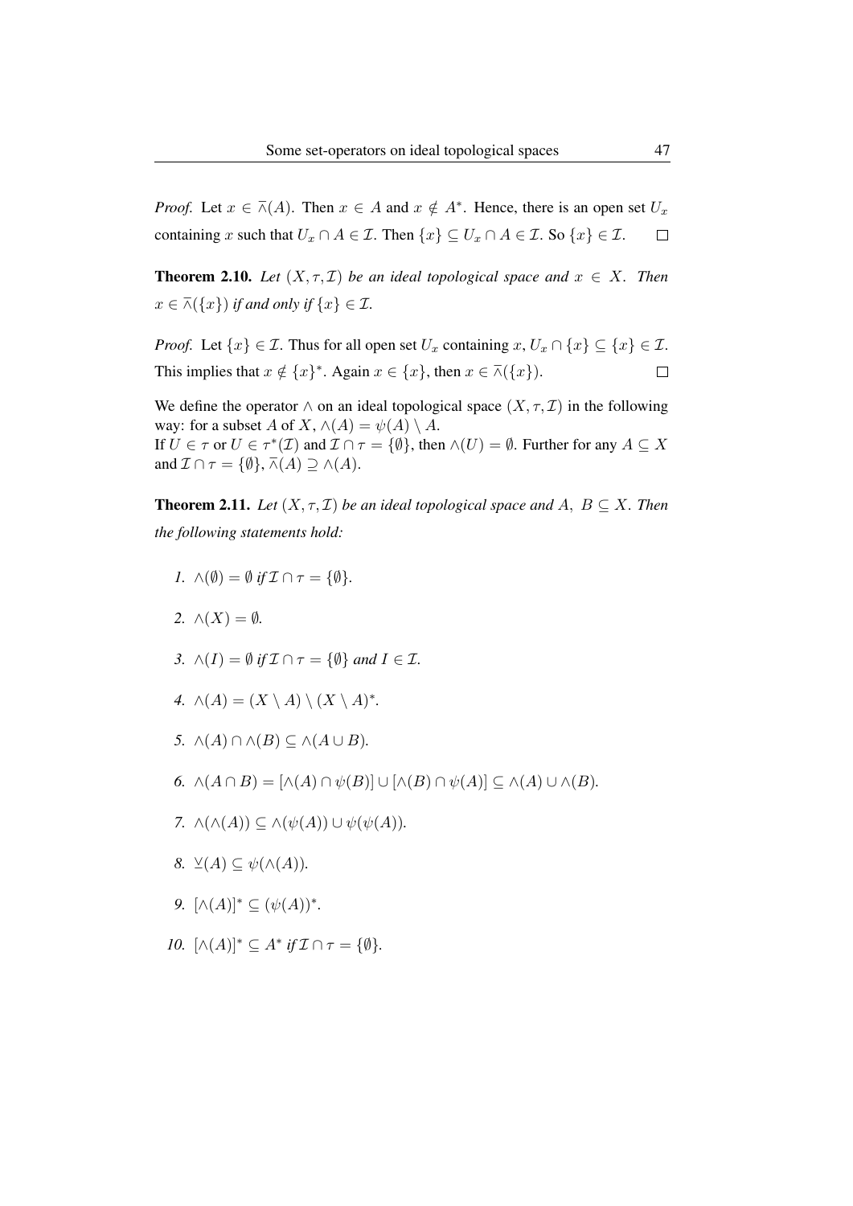*Proof.* Let $x \in \overline{\wedge}(A)$. Then $x \in A$ and $x \notin A^*$. Hence, there is an open set $U_x$ containing $x$ such that $U_x \cap A \in \mathcal{I}$. Then $\{x\} \subseteq U_x \cap A \in \mathcal{I}$. So $\{x\} \in \mathcal{I}$. $\square$

**Theorem 2.10.** *Let $(X, \tau, \mathcal{I})$ be an ideal topological space and $x \in X$. Then $x \in \overline{\wedge}(\{x\})$ if and only if $\{x\} \in \mathcal{I}$.*

*Proof.* Let $\{x\} \in \mathcal{I}$. Thus for all open set $U_x$ containing $x$, $U_x \cap \{x\} \subseteq \{x\} \in \mathcal{I}$. This implies that $x \notin \{x\}^*$. Again $x \in \{x\}$, then $x \in \overline{\wedge}(\{x\})$. $\square$

We define the operator $\wedge$ on an ideal topological space $(X, \tau, \mathcal{I})$ in the following way: for a subset $A$ of $X$, $\wedge(A) = \psi(A) \setminus A$.
If $U \in \tau$ or $U \in \tau^*(\mathcal{I})$ and $\mathcal{I} \cap \tau = \{\emptyset\}$, then $\wedge(U) = \emptyset$. Further for any $A \subseteq X$ and $\mathcal{I} \cap \tau = \{\emptyset\}$, $\overline{\wedge}(A) \supseteq \wedge(A)$.

**Theorem 2.11.** *Let $(X, \tau, \mathcal{I})$ be an ideal topological space and $A,\ B \subseteq X$. Then the following statements hold:*

1. $\wedge(\emptyset) = \emptyset$ *if* $\mathcal{I} \cap \tau = \{\emptyset\}$.
2. $\wedge(X) = \emptyset$.
3. $\wedge(I) = \emptyset$ *if* $\mathcal{I} \cap \tau = \{\emptyset\}$ *and* $I \in \mathcal{I}$.
4. $\wedge(A) = (X \setminus A) \setminus (X \setminus A)^*$.
5. $\wedge(A) \cap \wedge(B) \subseteq \wedge(A \cup B)$.
6. $\wedge(A \cap B) = [\wedge(A) \cap \psi(B)] \cup [\wedge(B) \cap \psi(A)] \subseteq \wedge(A) \cup \wedge(B)$.
7. $\wedge(\wedge(A)) \subseteq \wedge(\psi(A)) \cup \psi(\psi(A))$.
8. $\veebar(A) \subseteq \psi(\wedge(A))$.
9. $[\wedge(A)]^* \subseteq (\psi(A))^*$.
10. $[\wedge(A)]^* \subseteq A^*$ *if* $\mathcal{I} \cap \tau = \{\emptyset\}$.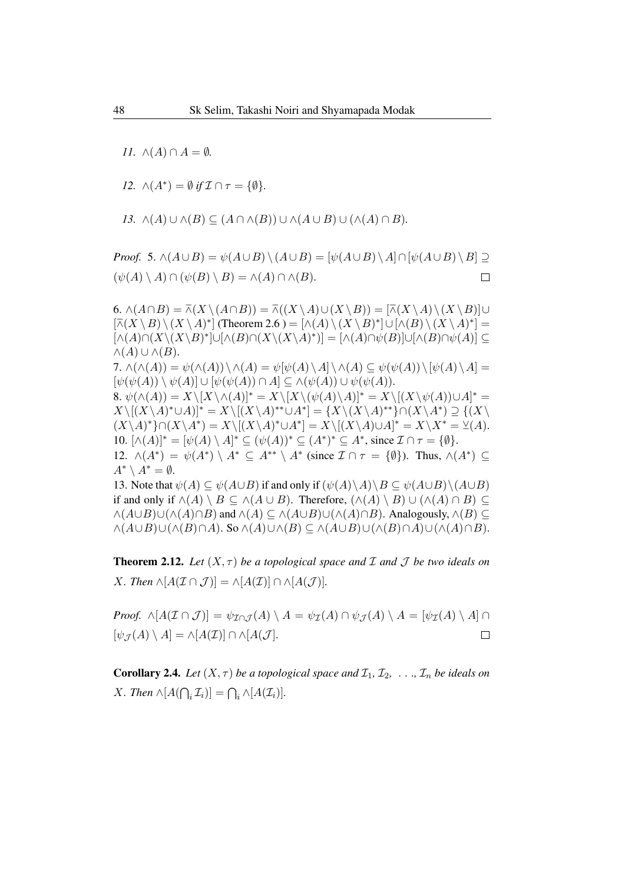*11.* $\wedge(A) \cap A = \emptyset$.

*12.* $\wedge(A^*) = \emptyset$ *if* $\mathcal{I} \cap \tau = \{\emptyset\}$.

*13.* $\wedge(A) \cup \wedge(B) \subseteq (A \cap \wedge(B)) \cup \wedge(A \cup B) \cup (\wedge(A) \cap B)$.

*Proof.* 5. $\wedge(A \cup B) = \psi(A \cup B) \setminus (A \cup B) = [\psi(A \cup B) \setminus A] \cap [\psi(A \cup B) \setminus B] \supseteq (\psi(A) \setminus A) \cap (\psi(B) \setminus B) = \wedge(A) \cap \wedge(B)$. □

6. $\wedge(A \cap B) = \overline{\wedge}(X \setminus (A \cap B)) = \overline{\wedge}((X \setminus A) \cup (X \setminus B)) = [\overline{\wedge}(X \setminus A) \setminus (X \setminus B)] \cup [\overline{\wedge}(X \setminus B) \setminus (X \setminus A)^*]$ (Theorem 2.6 ) $= [\wedge(A) \setminus (X \setminus B)^*] \cup [\wedge(B) \setminus (X \setminus A)^*] = [\wedge(A) \cap (X \setminus (X \setminus B)^*] \cup [\wedge(B) \cap (X \setminus (X \setminus A)^*)] = [\wedge(A) \cap \psi(B)] \cup [\wedge(B) \cap \psi(A)] \subseteq \wedge(A) \cup \wedge(B)$.

7. $\wedge(\wedge(A)) = \psi(\wedge(A)) \setminus \wedge(A) = \psi[\psi(A) \setminus A] \setminus \wedge(A) \subseteq \psi(\psi(A)) \setminus [\psi(A) \setminus A] = [\psi(\psi(A)) \setminus \psi(A)] \cup [\psi(\psi(A)) \cap A] \subseteq \wedge(\psi(A)) \cup \psi(\psi(A))$.

8. $\psi(\wedge(A)) = X \setminus [X \setminus \wedge(A)]^* = X \setminus [X \setminus (\psi(A) \setminus A)]^* = X \setminus [(X \setminus \psi(A)) \cup A]^* = X \setminus [(X \setminus A)^* \cup A)]^* = X \setminus [(X \setminus A)^{**} \cup A^*] = \{X \setminus (X \setminus A)^{**}\} \cap (X \setminus A^*) \supseteq \{(X \setminus (X \setminus A)^*\} \cap (X \setminus A^*) = X \setminus [(X \setminus A)^* \cup A^*] = X \setminus [(X \setminus A) \cup A]^* = X \setminus X^* = \veebar(A)$.

10. $[\wedge(A)]^* = [\psi(A) \setminus A]^* \subseteq (\psi(A))^* \subseteq (A^*)^* \subseteq A^*$, since $\mathcal{I} \cap \tau = \{\emptyset\}$.

12. $\wedge(A^*) = \psi(A^*) \setminus A^* \subseteq A^{**} \setminus A^*$ (since $\mathcal{I} \cap \tau = \{\emptyset\}$). Thus, $\wedge(A^*) \subseteq A^* \setminus A^* = \emptyset$.

13. Note that $\psi(A) \subseteq \psi(A \cup B)$ if and only if $(\psi(A) \setminus A) \setminus B \subseteq \psi(A \cup B) \setminus (A \cup B)$ if and only if $\wedge(A) \setminus B \subseteq \wedge(A \cup B)$. Therefore, $(\wedge(A) \setminus B) \cup (\wedge(A) \cap B) \subseteq \wedge(A \cup B) \cup (\wedge(A) \cap B)$ and $\wedge(A) \subseteq \wedge(A \cup B) \cup (\wedge(A) \cap B)$. Analogously, $\wedge(B) \subseteq \wedge(A \cup B) \cup (\wedge(B) \cap A)$. So $\wedge(A) \cup \wedge(B) \subseteq \wedge(A \cup B) \cup (\wedge(B) \cap A) \cup (\wedge(A) \cap B)$.

**Theorem 2.12.** *Let $(X, \tau)$ be a topological space and $\mathcal{I}$ and $\mathcal{J}$ be two ideals on $X$. Then $\wedge[A(\mathcal{I} \cap \mathcal{J})] = \wedge[A(\mathcal{I})] \cap \wedge[A(\mathcal{J})]$.*

*Proof.* $\wedge[A(\mathcal{I} \cap \mathcal{J})] = \psi_{\mathcal{I} \cap \mathcal{J}}(A) \setminus A = \psi_{\mathcal{I}}(A) \cap \psi_{\mathcal{J}}(A) \setminus A = [\psi_{\mathcal{I}}(A) \setminus A] \cap [\psi_{\mathcal{J}}(A) \setminus A] = \wedge[A(\mathcal{I})] \cap \wedge[A(\mathcal{J})]$. □

**Corollary 2.4.** *Let $(X, \tau)$ be a topological space and $\mathcal{I}_1$, $\mathcal{I}_2$, . . ., $\mathcal{I}_n$ be ideals on $X$. Then $\wedge[A(\bigcap_i \mathcal{I}_i)] = \bigcap_i \wedge[A(\mathcal{I}_i)]$.*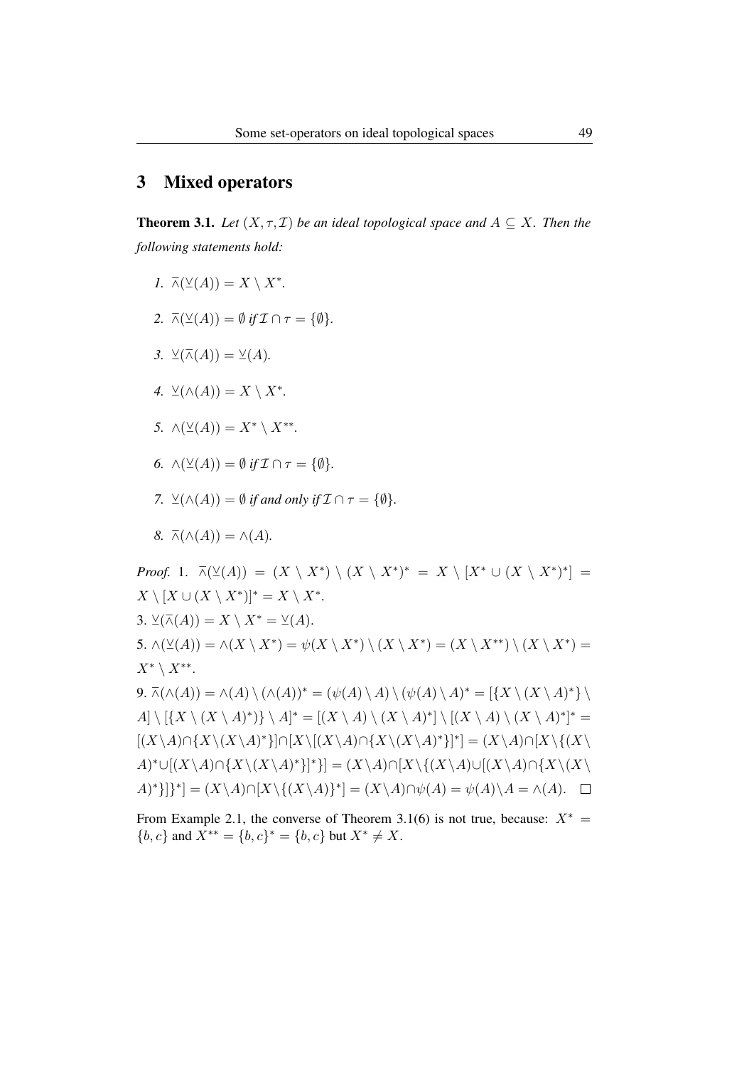## 3 Mixed operators

**Theorem 3.1.** *Let $(X, \tau, \mathcal{I})$ be an ideal topological space and $A \subseteq X$. Then the following statements hold:*

1. $\overline{\wedge}(\veebar(A)) = X \setminus X^*$.
2. $\overline{\wedge}(\veebar(A)) = \emptyset$ *if* $\mathcal{I} \cap \tau = \{\emptyset\}$.
3. $\veebar(\overline{\wedge}(A)) = \veebar(A)$.
4. $\veebar(\wedge(A)) = X \setminus X^*$.
5. $\wedge(\veebar(A)) = X^* \setminus X^{**}$.
6. $\wedge(\veebar(A)) = \emptyset$ *if* $\mathcal{I} \cap \tau = \{\emptyset\}$.
7. $\veebar(\wedge(A)) = \emptyset$ *if and only if* $\mathcal{I} \cap \tau = \{\emptyset\}$.
8. $\overline{\wedge}(\wedge(A)) = \wedge(A)$.

*Proof.* 1. $\overline{\wedge}(\veebar(A)) = (X \setminus X^*) \setminus (X \setminus X^*)^* = X \setminus [X^* \cup (X \setminus X^*)^*] = X \setminus [X \cup (X \setminus X^*)]^* = X \setminus X^*$.

3. $\veebar(\overline{\wedge}(A)) = X \setminus X^* = \veebar(A)$.

5. $\wedge(\veebar(A)) = \wedge(X \setminus X^*) = \psi(X \setminus X^*) \setminus (X \setminus X^*) = (X \setminus X^{**}) \setminus (X \setminus X^*) = X^* \setminus X^{**}$.

9. $\overline{\wedge}(\wedge(A)) = \wedge(A) \setminus (\wedge(A))^* = (\psi(A) \setminus A) \setminus (\psi(A) \setminus A)^* = [\{X \setminus (X \setminus A)^*\} \setminus A] \setminus [\{X \setminus (X \setminus A)^*)\} \setminus A]^* = [(X \setminus A) \setminus (X \setminus A)^*] \setminus [(X \setminus A) \setminus (X \setminus A)^*]^* = [(X \setminus A) \cap \{X \setminus (X \setminus A)^*\}] \cap [X \setminus [(X \setminus A) \cap \{X \setminus (X \setminus A)^*\}]^*] = (X \setminus A) \cap [X \setminus \{(X \setminus A)^* \cup [(X \setminus A) \cap \{X \setminus (X \setminus A)^*\}]^*\}] = (X \setminus A) \cap [X \setminus \{(X \setminus A) \cup [(X \setminus A) \cap \{X \setminus (X \setminus A)^*\}]\}^*] = (X \setminus A) \cap [X \setminus \{(X \setminus A)\}^*] = (X \setminus A) \cap \psi(A) = \psi(A) \setminus A = \wedge(A)$. $\square$

From Example 2.1, the converse of Theorem 3.1(6) is not true, because: $X^* = \{b, c\}$ and $X^{**} = \{b, c\}^* = \{b, c\}$ but $X^* \neq X$.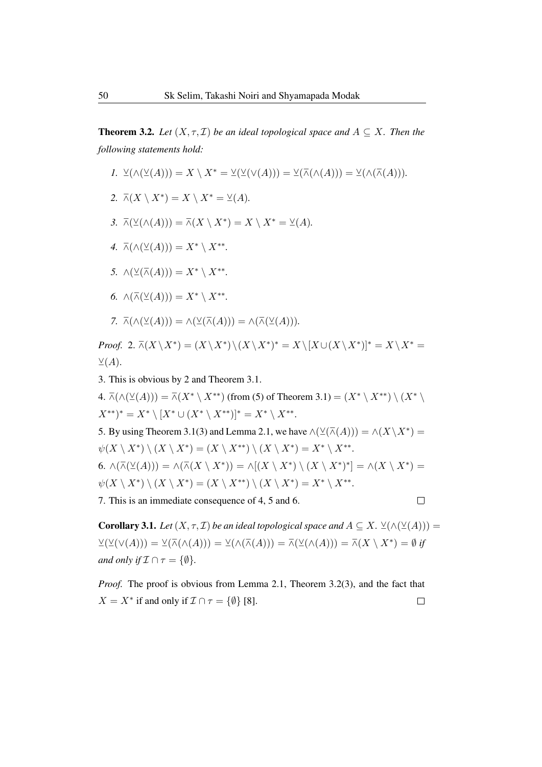**Theorem 3.2.** *Let $(X, \tau, \mathcal{I})$ be an ideal topological space and $A \subseteq X$. Then the following statements hold:*

1. $\veebar(\wedge(\veebar(A))) = X \setminus X^* = \veebar(\veebar(\vee(A))) = \veebar(\barwedge(\wedge(A))) = \veebar(\wedge(\barwedge(A)))$.
2. $\barwedge(X \setminus X^*) = X \setminus X^* = \veebar(A)$.
3. $\barwedge(\veebar(\wedge(A))) = \barwedge(X \setminus X^*) = X \setminus X^* = \veebar(A)$.
4. $\barwedge(\wedge(\veebar(A))) = X^* \setminus X^{**}$.
5. $\wedge(\veebar(\barwedge(A))) = X^* \setminus X^{**}$.
6. $\wedge(\barwedge(\veebar(A))) = X^* \setminus X^{**}$.
7. $\barwedge(\wedge(\veebar(A))) = \wedge(\veebar(\barwedge(A))) = \wedge(\barwedge(\veebar(A)))$.

*Proof.* 2. $\barwedge(X \setminus X^*) = (X \setminus X^*) \setminus (X \setminus X^*)^* = X \setminus [X \cup (X \setminus X^*)]^* = X \setminus X^* = \veebar(A)$.

3. This is obvious by 2 and Theorem 3.1.

4. $\barwedge(\wedge(\veebar(A))) = \barwedge(X^* \setminus X^{**})$ (from (5) of Theorem 3.1) $= (X^* \setminus X^{**}) \setminus (X^* \setminus X^{**})^* = X^* \setminus [X^* \cup (X^* \setminus X^{**})]^* = X^* \setminus X^{**}$.

5. By using Theorem 3.1(3) and Lemma 2.1, we have $\wedge(\veebar(\barwedge(A))) = \wedge(X \setminus X^*) = \psi(X \setminus X^*) \setminus (X \setminus X^*) = (X \setminus X^{**}) \setminus (X \setminus X^*) = X^* \setminus X^{**}$.

6. $\wedge(\barwedge(\veebar(A))) = \wedge(\barwedge(X \setminus X^*)) = \wedge[(X \setminus X^*) \setminus (X \setminus X^*)^*] = \wedge(X \setminus X^*) = \psi(X \setminus X^*) \setminus (X \setminus X^*) = (X \setminus X^{**}) \setminus (X \setminus X^*) = X^* \setminus X^{**}$.

7. This is an immediate consequence of 4, 5 and 6. $\square$

**Corollary 3.1.** *Let $(X, \tau, \mathcal{I})$ be an ideal topological space and $A \subseteq X$. $\veebar(\wedge(\veebar(A))) = \veebar(\veebar(\vee(A))) = \veebar(\barwedge(\wedge(A))) = \veebar(\wedge(\barwedge(A))) = \barwedge(\veebar(\wedge(A))) = \barwedge(X \setminus X^*) = \emptyset$ if and only if $\mathcal{I} \cap \tau = \{\emptyset\}$.*

*Proof.* The proof is obvious from Lemma 2.1, Theorem 3.2(3), and the fact that $X = X^*$ if and only if $\mathcal{I} \cap \tau = \{\emptyset\}$ [8]. $\square$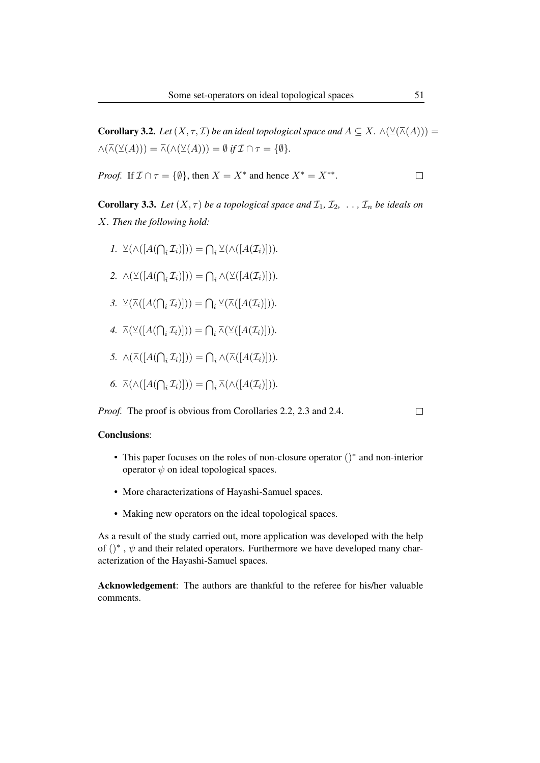**Corollary 3.2.** *Let $(X, \tau, \mathcal{I})$ be an ideal topological space and $A \subseteq X$. $\wedge(\veebar(\overline{\wedge}(A))) = \wedge(\overline{\wedge}(\veebar(A))) = \overline{\wedge}(\wedge(\veebar(A))) = \emptyset$ if $\mathcal{I} \cap \tau = \{\emptyset\}$.*

*Proof.* If $\mathcal{I} \cap \tau = \{\emptyset\}$, then $X = X^*$ and hence $X^* = X^{**}$. □

**Corollary 3.3.** *Let $(X, \tau)$ be a topological space and $\mathcal{I}_1, \mathcal{I}_2, \ \ldots, \mathcal{I}_n$ be ideals on $X$. Then the following hold:*

1. $\veebar(\wedge([A(\bigcap_i \mathcal{I}_i)])) = \bigcap_i \veebar(\wedge([A(\mathcal{I}_i)]))$.
2. $\wedge(\veebar([A(\bigcap_i \mathcal{I}_i)])) = \bigcap_i \wedge(\veebar([A(\mathcal{I}_i)]))$.
3. $\veebar(\overline{\wedge}([A(\bigcap_i \mathcal{I}_i)])) = \bigcap_i \veebar(\overline{\wedge}([A(\mathcal{I}_i)]))$.
4. $\overline{\wedge}(\veebar([A(\bigcap_i \mathcal{I}_i)])) = \bigcap_i \overline{\wedge}(\veebar([A(\mathcal{I}_i)]))$.
5. $\wedge(\overline{\wedge}([A(\bigcap_i \mathcal{I}_i)])) = \bigcap_i \wedge(\overline{\wedge}([A(\mathcal{I}_i)]))$.
6. $\overline{\wedge}(\wedge([A(\bigcap_i \mathcal{I}_i)])) = \bigcap_i \overline{\wedge}(\wedge([A(\mathcal{I}_i)]))$.

*Proof.* The proof is obvious from Corollaries 2.2, 2.3 and 2.4. □

**Conclusions**:

- This paper focuses on the roles of non-closure operator $()^*$ and non-interior operator $\psi$ on ideal topological spaces.
- More characterizations of Hayashi-Samuel spaces.
- Making new operators on the ideal topological spaces.

As a result of the study carried out, more application was developed with the help of $()^*$ , $\psi$ and their related operators. Furthermore we have developed many characterization of the Hayashi-Samuel spaces.

**Acknowledgement**: The authors are thankful to the referee for his/her valuable comments.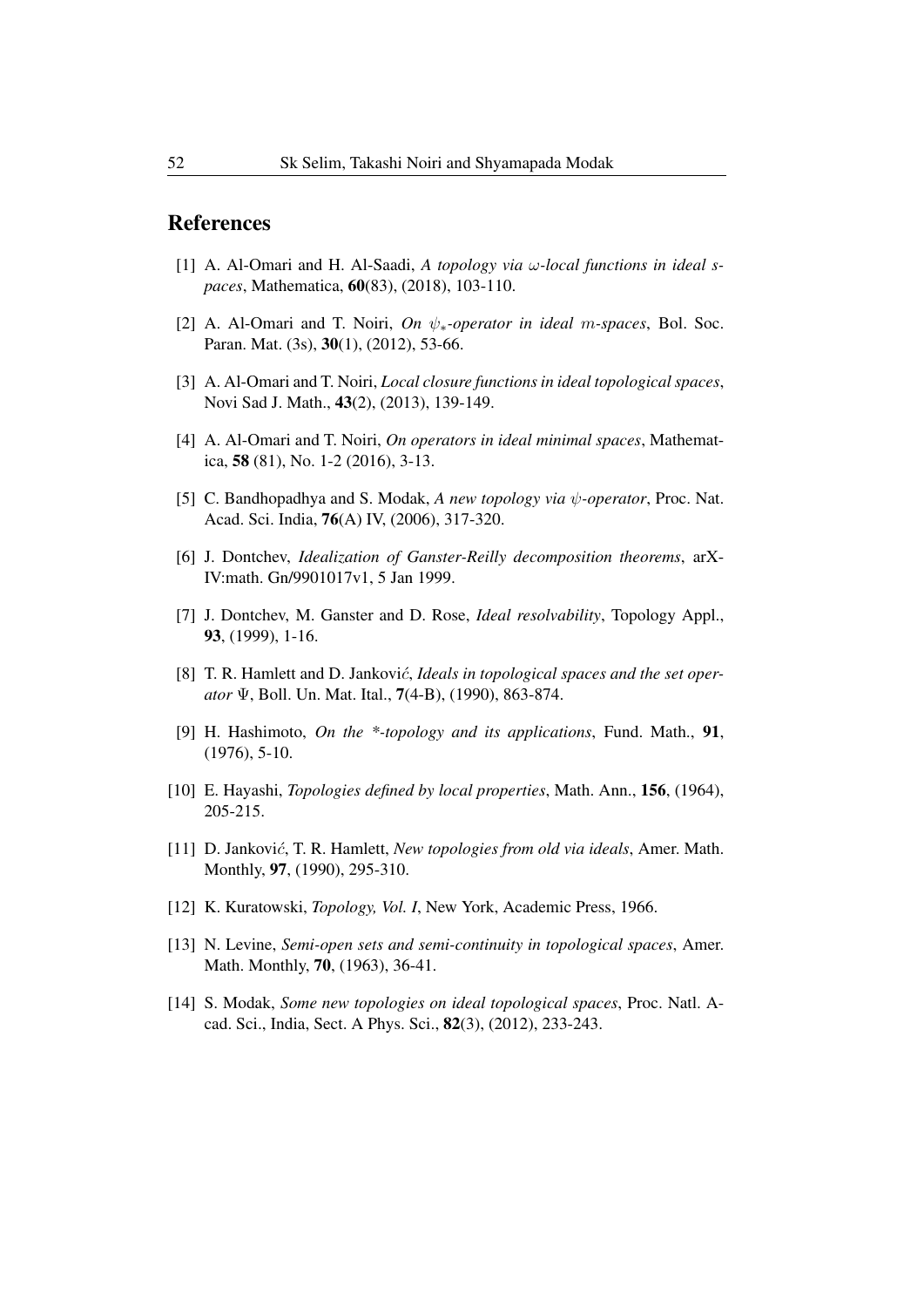## References

[1] A. Al-Omari and H. Al-Saadi, *A topology via $\omega$-local functions in ideal spaces*, Mathematica, **60**(83), (2018), 103-110.

[2] A. Al-Omari and T. Noiri, *On $\psi_*$-operator in ideal $m$-spaces*, Bol. Soc. Paran. Mat. (3s), **30**(1), (2012), 53-66.

[3] A. Al-Omari and T. Noiri, *Local closure functions in ideal topological spaces*, Novi Sad J. Math., **43**(2), (2013), 139-149.

[4] A. Al-Omari and T. Noiri, *On operators in ideal minimal spaces*, Mathematica, **58** (81), No. 1-2 (2016), 3-13.

[5] C. Bandhopadhya and S. Modak, *A new topology via $\psi$-operator*, Proc. Nat. Acad. Sci. India, **76**(A) IV, (2006), 317-320.

[6] J. Dontchev, *Idealization of Ganster-Reilly decomposition theorems*, arXIV:math. Gn/9901017v1, 5 Jan 1999.

[7] J. Dontchev, M. Ganster and D. Rose, *Ideal resolvability*, Topology Appl., **93**, (1999), 1-16.

[8] T. R. Hamlett and D. Janković, *Ideals in topological spaces and the set operator $\Psi$*, Boll. Un. Mat. Ital., **7**(4-B), (1990), 863-874.

[9] H. Hashimoto, *On the \*-topology and its applications*, Fund. Math., **91**, (1976), 5-10.

[10] E. Hayashi, *Topologies defined by local properties*, Math. Ann., **156**, (1964), 205-215.

[11] D. Janković, T. R. Hamlett, *New topologies from old via ideals*, Amer. Math. Monthly, **97**, (1990), 295-310.

[12] K. Kuratowski, *Topology, Vol. I*, New York, Academic Press, 1966.

[13] N. Levine, *Semi-open sets and semi-continuity in topological spaces*, Amer. Math. Monthly, **70**, (1963), 36-41.

[14] S. Modak, *Some new topologies on ideal topological spaces*, Proc. Natl. Acad. Sci., India, Sect. A Phys. Sci., **82**(3), (2012), 233-243.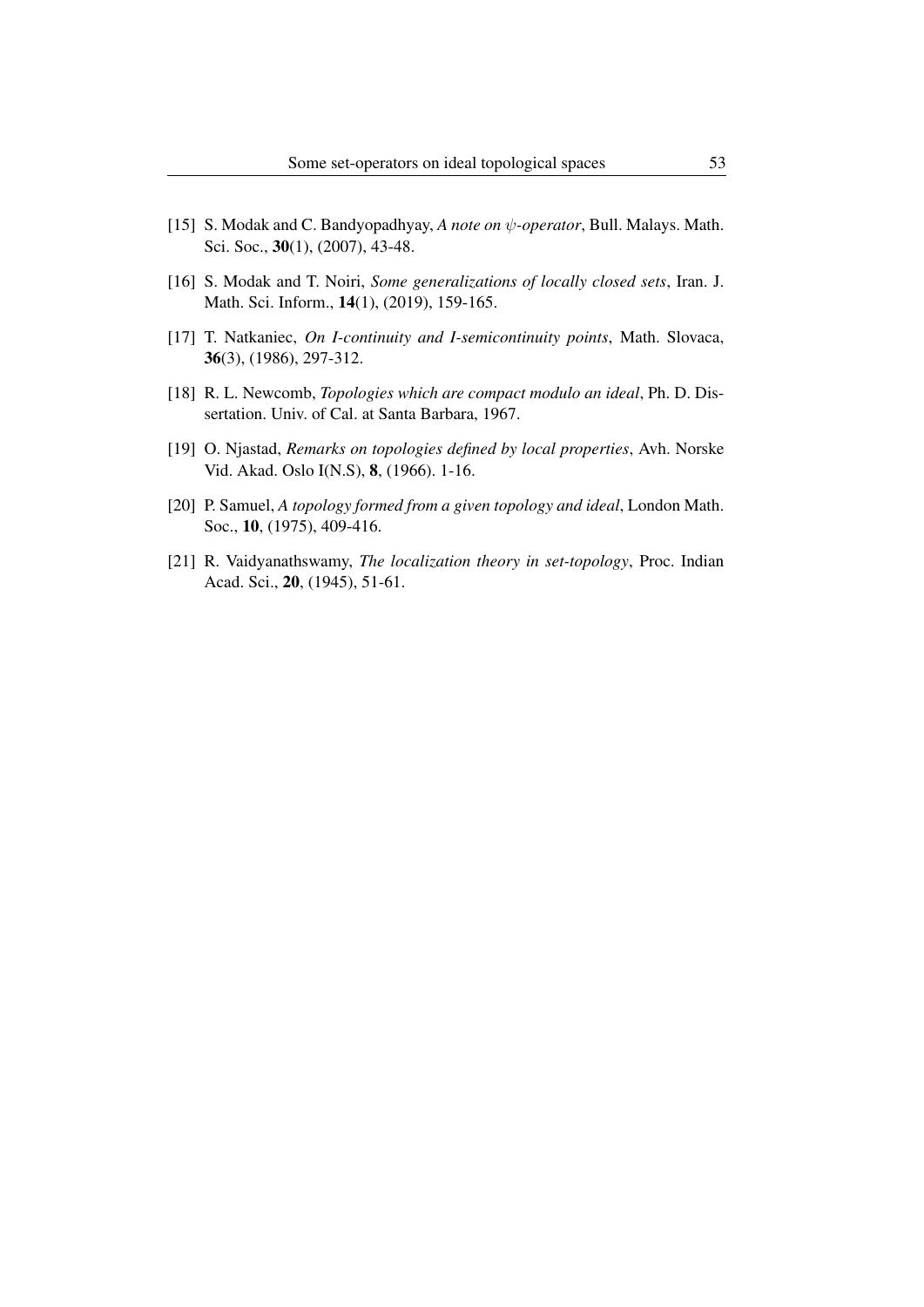[15] S. Modak and C. Bandyopadhyay, *A note on $\psi$-operator*, Bull. Malays. Math. Sci. Soc., **30**(1), (2007), 43-48.

[16] S. Modak and T. Noiri, *Some generalizations of locally closed sets*, Iran. J. Math. Sci. Inform., **14**(1), (2019), 159-165.

[17] T. Natkaniec, *On I-continuity and I-semicontinuity points*, Math. Slovaca, **36**(3), (1986), 297-312.

[18] R. L. Newcomb, *Topologies which are compact modulo an ideal*, Ph. D. Dissertation. Univ. of Cal. at Santa Barbara, 1967.

[19] O. Njastad, *Remarks on topologies defined by local properties*, Avh. Norske Vid. Akad. Oslo I(N.S), **8**, (1966). 1-16.

[20] P. Samuel, *A topology formed from a given topology and ideal*, London Math. Soc., **10**, (1975), 409-416.

[21] R. Vaidyanathswamy, *The localization theory in set-topology*, Proc. Indian Acad. Sci., **20**, (1945), 51-61.